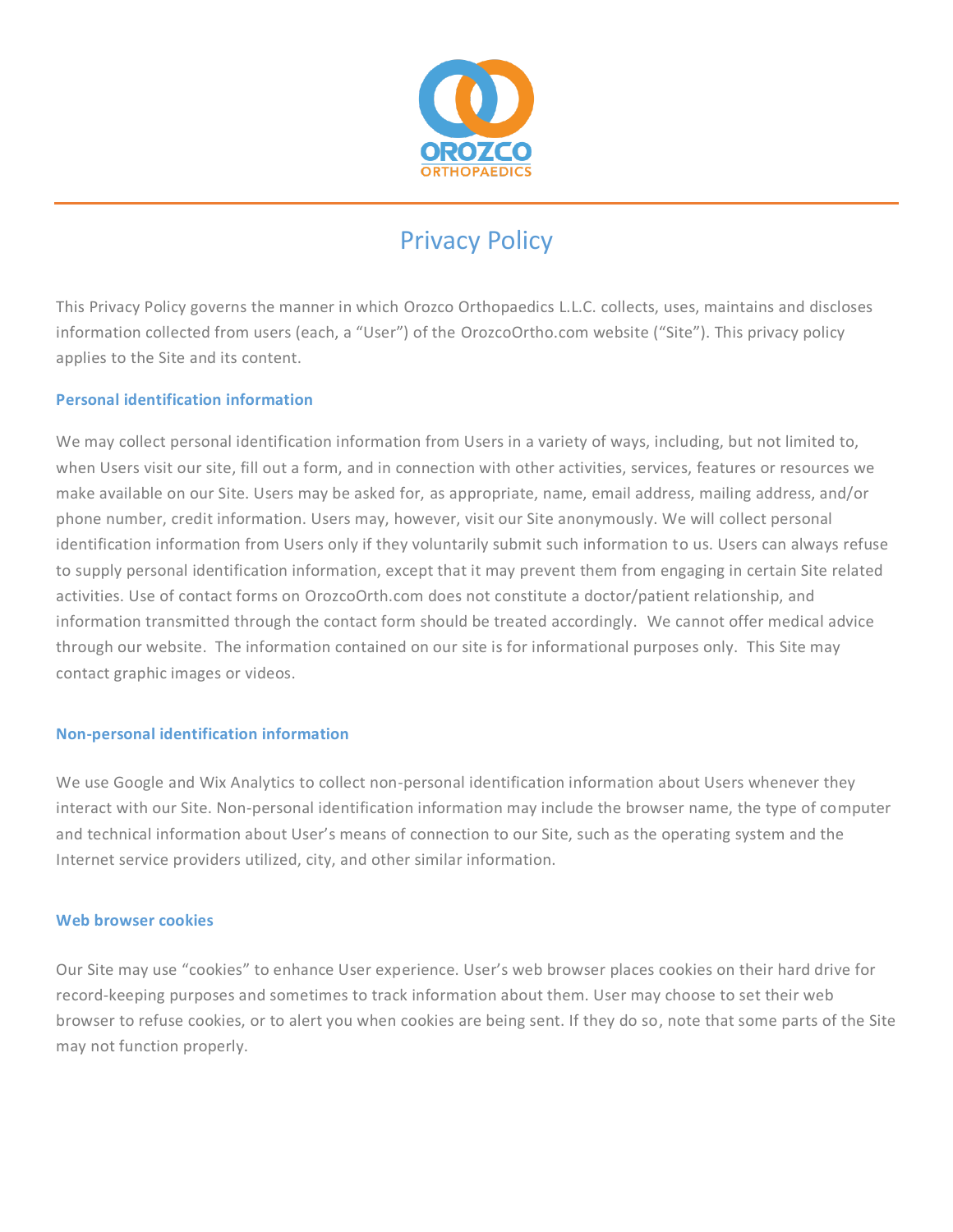OROZCO ORTHOPAEDICS

# Privacy Policy

This Privacy Policy governs the manner in which Orozco Orthopaedics L.L.C. collects, uses, maintains and discloses information collected from users (each, a "User") of the OrozcoOrtho.com website ("Site"). This privacy policy applies to the Site and its content.

### Personal identification information

We may collect personal identification information from Users in a variety of ways, including, but not limited to, when Users visit our site, fill out a form, and in connection with other activities, services, features or resources we make available on our Site. Users may be asked for, as appropriate, name, email address, mailing address, and/or phone number, credit information. Users may, however, visit our Site anonymously. We will collect personal identification information from Users only if they voluntarily submit such information to us. Users can always refuse to supply personal identification information, except that it may prevent them from engaging in certain Site related activities. Use of contact forms on OrozcoOrth.com does not constitute a doctor/patient relationship, and information transmitted through the contact form should be treated accordingly. We cannot offer medical advice through our website. The information contained on our site is for informational purposes only. This Site may contact graphic images or videos.

### Non-personal identification information

We use Google and Wix Analytics to collect non-personal identification information about Users whenever they interact with our Site. Non-personal identification information may include the browser name, the type of computer and technical information about User's means of connection to our Site, such as the operating system and the Internet service providers utilized, city, and other similar information.

### Web browser cookies

Our Site may use "cookies" to enhance User experience. User's web browser places cookies on their hard drive for record-keeping purposes and sometimes to track information about them. User may choose to set their web browser to refuse cookies, or to alert you when cookies are being sent. If they do so, note that some parts of the Site may not function properly.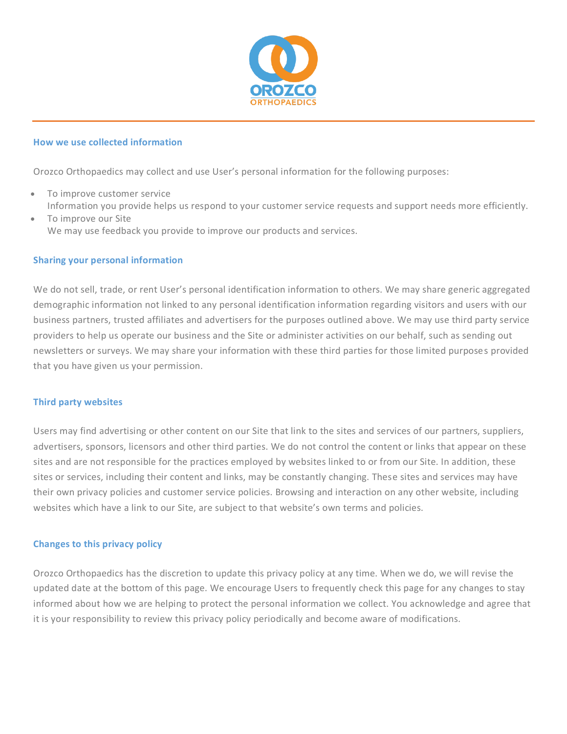## How we use collected information

Orozco Orthopaedics may collect and use User's personal information for the following purposes:

- To improve customer service
  Information you provide helps us respond to your customer service requests and support needs more efficiently.
- To improve our Site
  We may use feedback you provide to improve our products and services.

## Sharing your personal information

We do not sell, trade, or rent User's personal identification information to others. We may share generic aggregated demographic information not linked to any personal identification information regarding visitors and users with our business partners, trusted affiliates and advertisers for the purposes outlined above. We may use third party service providers to help us operate our business and the Site or administer activities on our behalf, such as sending out newsletters or surveys. We may share your information with these third parties for those limited purposes provided that you have given us your permission.

## Third party websites

Users may find advertising or other content on our Site that link to the sites and services of our partners, suppliers, advertisers, sponsors, licensors and other third parties. We do not control the content or links that appear on these sites and are not responsible for the practices employed by websites linked to or from our Site. In addition, these sites or services, including their content and links, may be constantly changing. These sites and services may have their own privacy policies and customer service policies. Browsing and interaction on any other website, including websites which have a link to our Site, are subject to that website's own terms and policies.

## Changes to this privacy policy

Orozco Orthopaedics has the discretion to update this privacy policy at any time. When we do, we will revise the updated date at the bottom of this page. We encourage Users to frequently check this page for any changes to stay informed about how we are helping to protect the personal information we collect. You acknowledge and agree that it is your responsibility to review this privacy policy periodically and become aware of modifications.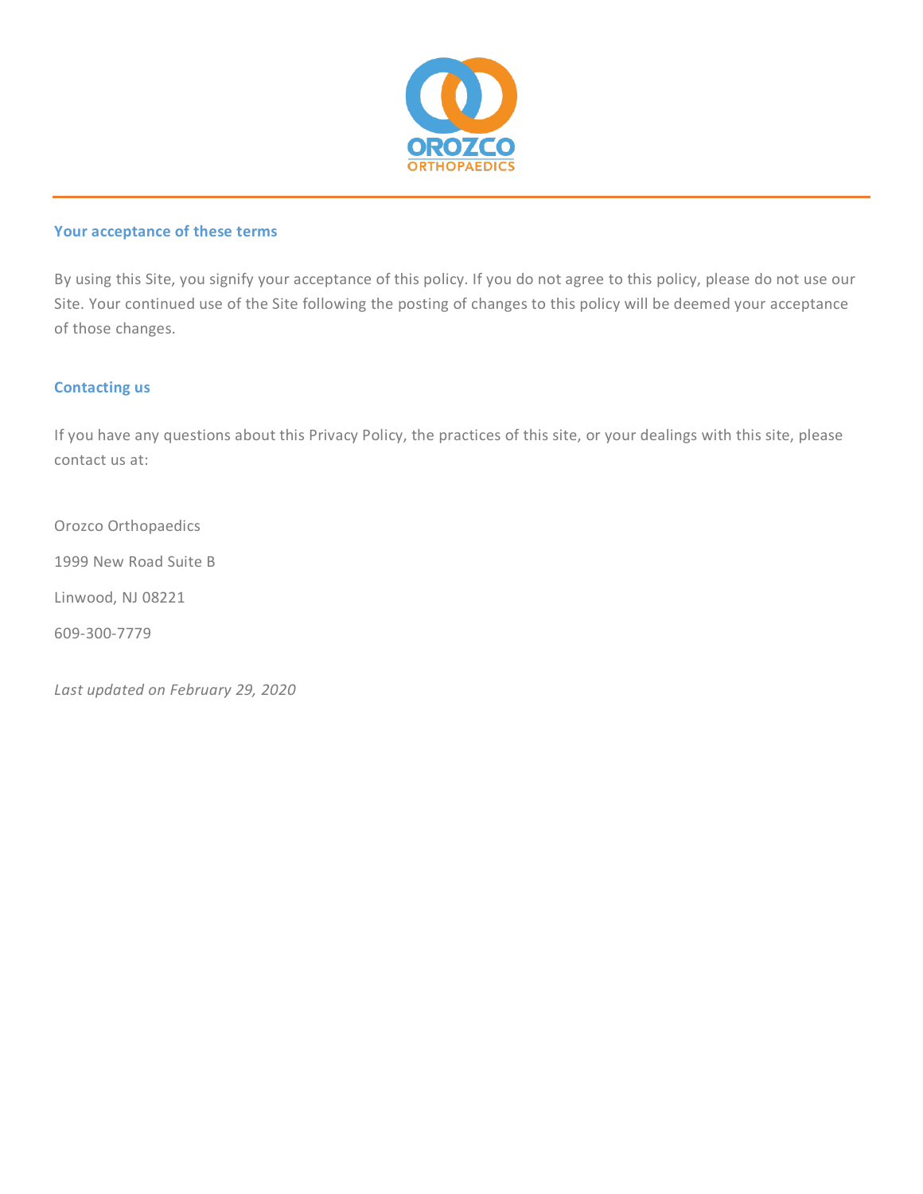### Your acceptance of these terms

By using this Site, you signify your acceptance of this policy. If you do not agree to this policy, please do not use our Site. Your continued use of the Site following the posting of changes to this policy will be deemed your acceptance of those changes.

### Contacting us

If you have any questions about this Privacy Policy, the practices of this site, or your dealings with this site, please contact us at:

Orozco Orthopaedics

1999 New Road Suite B

Linwood, NJ 08221

609-300-7779

*Last updated on February 29, 2020*